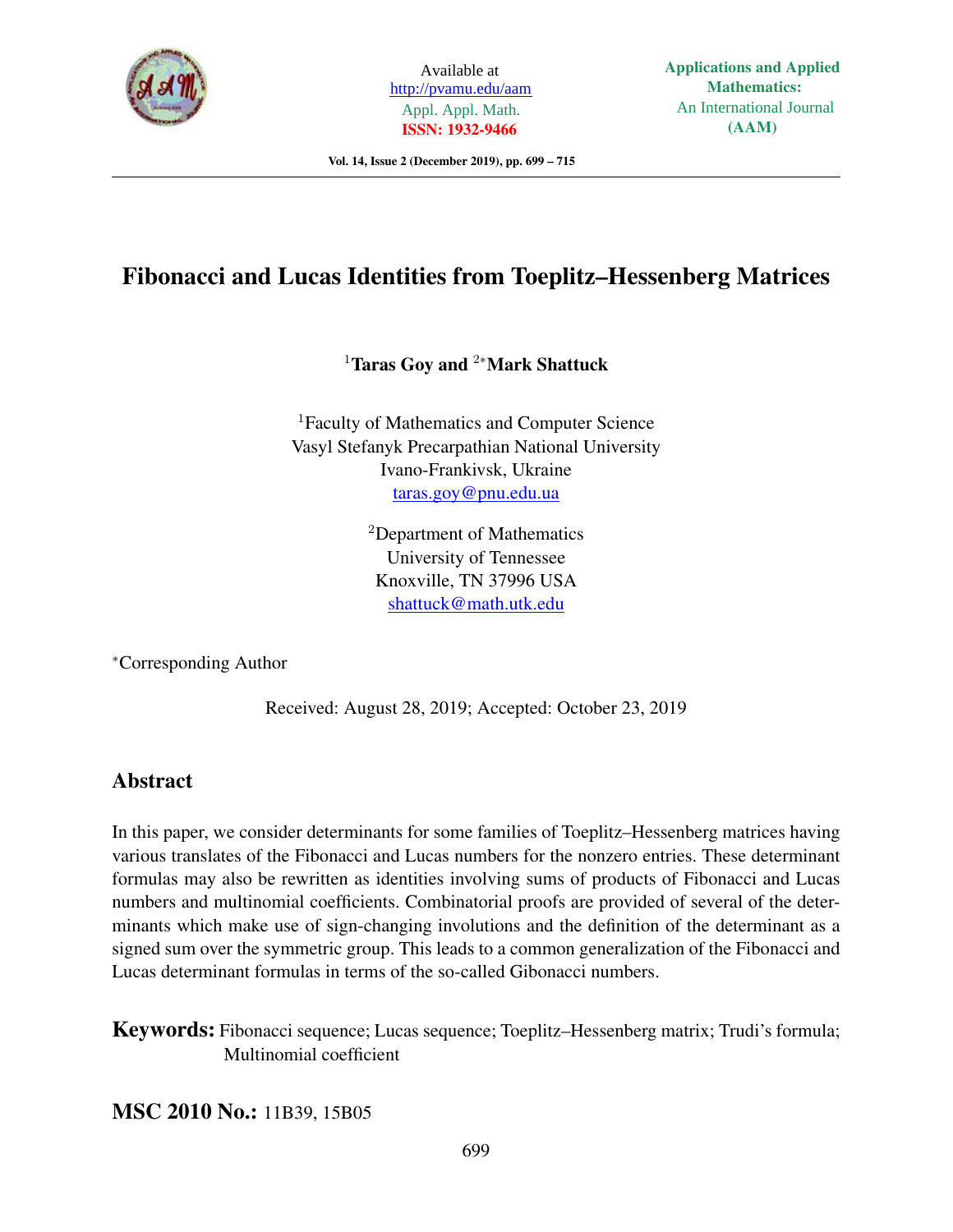# Fibonacci and Lucas Identities from Toeplitz–Hessenberg Matrices

[1]**Taras Goy** and [2*]**Mark Shattuck**

[1]Faculty of Mathematics and Computer Science
Vasyl Stefanyk Precarpathian National University
Ivano-Frankivsk, Ukraine
taras.goy@pnu.edu.ua

[2]Department of Mathematics
University of Tennessee
Knoxville, TN 37996 USA
shattuck@math.utk.edu

*Corresponding Author

Received: August 28, 2019; Accepted: October 23, 2019

## Abstract

In this paper, we consider determinants for some families of Toeplitz–Hessenberg matrices having various translates of the Fibonacci and Lucas numbers for the nonzero entries. These determinant formulas may also be rewritten as identities involving sums of products of Fibonacci and Lucas numbers and multinomial coefficients. Combinatorial proofs are provided of several of the determinants which make use of sign-changing involutions and the definition of the determinant as a signed sum over the symmetric group. This leads to a common generalization of the Fibonacci and Lucas determinant formulas in terms of the so-called Gibonacci numbers.

**Keywords:** Fibonacci sequence; Lucas sequence; Toeplitz–Hessenberg matrix; Trudi's formula; Multinomial coefficient

**MSC 2010 No.:** 11B39, 15B05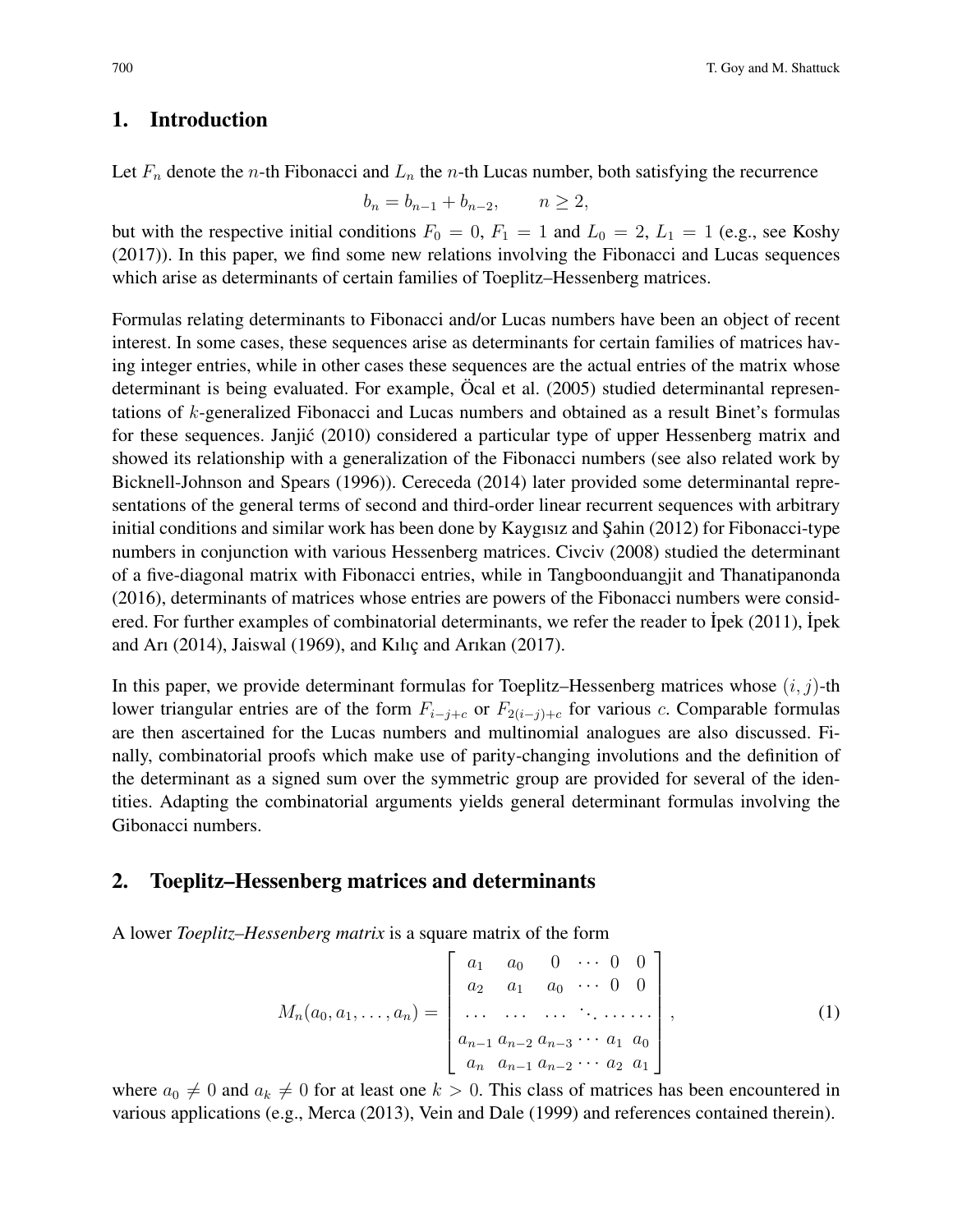## 1. Introduction

Let $F_n$ denote the $n$-th Fibonacci and $L_n$ the $n$-th Lucas number, both satisfying the recurrence

$$b_n = b_{n-1} + b_{n-2}, \qquad n \geq 2,$$

but with the respective initial conditions $F_0 = 0$, $F_1 = 1$ and $L_0 = 2$, $L_1 = 1$ (e.g., see Koshy (2017)). In this paper, we find some new relations involving the Fibonacci and Lucas sequences which arise as determinants of certain families of Toeplitz–Hessenberg matrices.

Formulas relating determinants to Fibonacci and/or Lucas numbers have been an object of recent interest. In some cases, these sequences arise as determinants for certain families of matrices having integer entries, while in other cases these sequences are the actual entries of the matrix whose determinant is being evaluated. For example, Öcal et al. (2005) studied determinantal representations of $k$-generalized Fibonacci and Lucas numbers and obtained as a result Binet's formulas for these sequences. Janjić (2010) considered a particular type of upper Hessenberg matrix and showed its relationship with a generalization of the Fibonacci numbers (see also related work by Bicknell-Johnson and Spears (1996)). Cereceda (2014) later provided some determinantal representations of the general terms of second and third-order linear recurrent sequences with arbitrary initial conditions and similar work has been done by Kaygısız and Şahin (2012) for Fibonacci-type numbers in conjunction with various Hessenberg matrices. Civciv (2008) studied the determinant of a five-diagonal matrix with Fibonacci entries, while in Tangboonduangjit and Thanatipanonda (2016), determinants of matrices whose entries are powers of the Fibonacci numbers were considered. For further examples of combinatorial determinants, we refer the reader to İpek (2011), İpek and Arı (2014), Jaiswal (1969), and Kılıç and Arıkan (2017).

In this paper, we provide determinant formulas for Toeplitz–Hessenberg matrices whose $(i, j)$-th lower triangular entries are of the form $F_{i-j+c}$ or $F_{2(i-j)+c}$ for various $c$. Comparable formulas are then ascertained for the Lucas numbers and multinomial analogues are also discussed. Finally, combinatorial proofs which make use of parity-changing involutions and the definition of the determinant as a signed sum over the symmetric group are provided for several of the identities. Adapting the combinatorial arguments yields general determinant formulas involving the Gibonacci numbers.

## 2. Toeplitz–Hessenberg matrices and determinants

A lower *Toeplitz–Hessenberg matrix* is a square matrix of the form

$$M_n(a_0, a_1, \ldots, a_n) = \begin{bmatrix} a_1 & a_0 & 0 & \cdots & 0 & 0 \\ a_2 & a_1 & a_0 & \cdots & 0 & 0 \\ \cdots & \cdots & \cdots & \ddots & \cdots & \cdots \\ a_{n-1} & a_{n-2} & a_{n-3} & \cdots & a_1 & a_0 \\ a_n & a_{n-1} & a_{n-2} & \cdots & a_2 & a_1 \end{bmatrix}, \tag{1}$$

where $a_0 \neq 0$ and $a_k \neq 0$ for at least one $k > 0$. This class of matrices has been encountered in various applications (e.g., Merca (2013), Vein and Dale (1999) and references contained therein).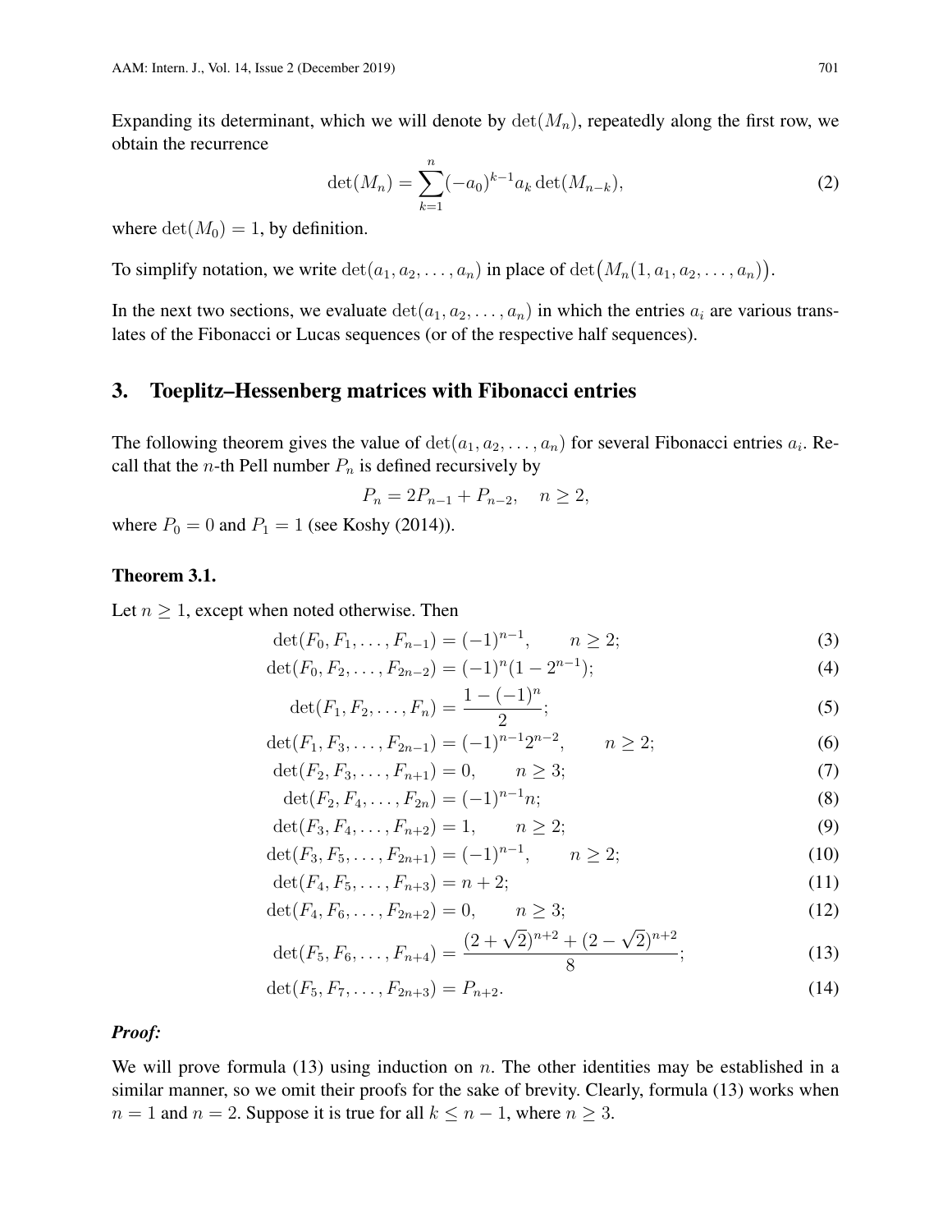Expanding its determinant, which we will denote by $\det(M_n)$, repeatedly along the first row, we obtain the recurrence

$$\det(M_n) = \sum_{k=1}^{n} (-a_0)^{k-1} a_k \det(M_{n-k}), \tag{2}$$

where $\det(M_0) = 1$, by definition.

To simplify notation, we write $\det(a_1, a_2, \ldots, a_n)$ in place of $\det\big(M_n(1, a_1, a_2, \ldots, a_n)\big)$.

In the next two sections, we evaluate $\det(a_1, a_2, \ldots, a_n)$ in which the entries $a_i$ are various translates of the Fibonacci or Lucas sequences (or of the respective half sequences).

## 3. Toeplitz–Hessenberg matrices with Fibonacci entries

The following theorem gives the value of $\det(a_1, a_2, \ldots, a_n)$ for several Fibonacci entries $a_i$. Recall that the $n$-th Pell number $P_n$ is defined recursively by

$$P_n = 2P_{n-1} + P_{n-2}, \quad n \geq 2,$$

where $P_0 = 0$ and $P_1 = 1$ (see Koshy (2014)).

### Theorem 3.1.

Let $n \geq 1$, except when noted otherwise. Then

$$\det(F_0, F_1, \ldots, F_{n-1}) = (-1)^{n-1}, \qquad n \geq 2; \tag{3}$$

$$\det(F_0, F_2, \ldots, F_{2n-2}) = (-1)^n (1 - 2^{n-1}); \tag{4}$$

$$\det(F_1, F_2, \ldots, F_n) = \frac{1 - (-1)^n}{2}; \tag{5}$$

$$\det(F_1, F_3, \ldots, F_{2n-1}) = (-1)^{n-1} 2^{n-2}, \qquad n \geq 2; \tag{6}$$

$$\det(F_2, F_3, \ldots, F_{n+1}) = 0, \qquad n \geq 3; \tag{7}$$

$$\det(F_2, F_4, \ldots, F_{2n}) = (-1)^{n-1} n; \tag{8}$$

$$\det(F_3, F_4, \ldots, F_{n+2}) = 1, \qquad n \geq 2; \tag{9}$$

$$\det(F_3, F_5, \ldots, F_{2n+1}) = (-1)^{n-1}, \qquad n \geq 2; \tag{10}$$

$$\det(F_4, F_5, \ldots, F_{n+3}) = n + 2; \tag{11}$$

$$\det(F_4, F_6, \ldots, F_{2n+2}) = 0, \qquad n \geq 3; \tag{12}$$

$$\det(F_5, F_6, \ldots, F_{n+4}) = \frac{(2 + \sqrt{2})^{n+2} + (2 - \sqrt{2})^{n+2}}{8}; \tag{13}$$

$$\det(F_5, F_7, \ldots, F_{2n+3}) = P_{n+2}. \tag{14}$$

***Proof:***

We will prove formula (13) using induction on $n$. The other identities may be established in a similar manner, so we omit their proofs for the sake of brevity. Clearly, formula (13) works when $n = 1$ and $n = 2$. Suppose it is true for all $k \leq n - 1$, where $n \geq 3$.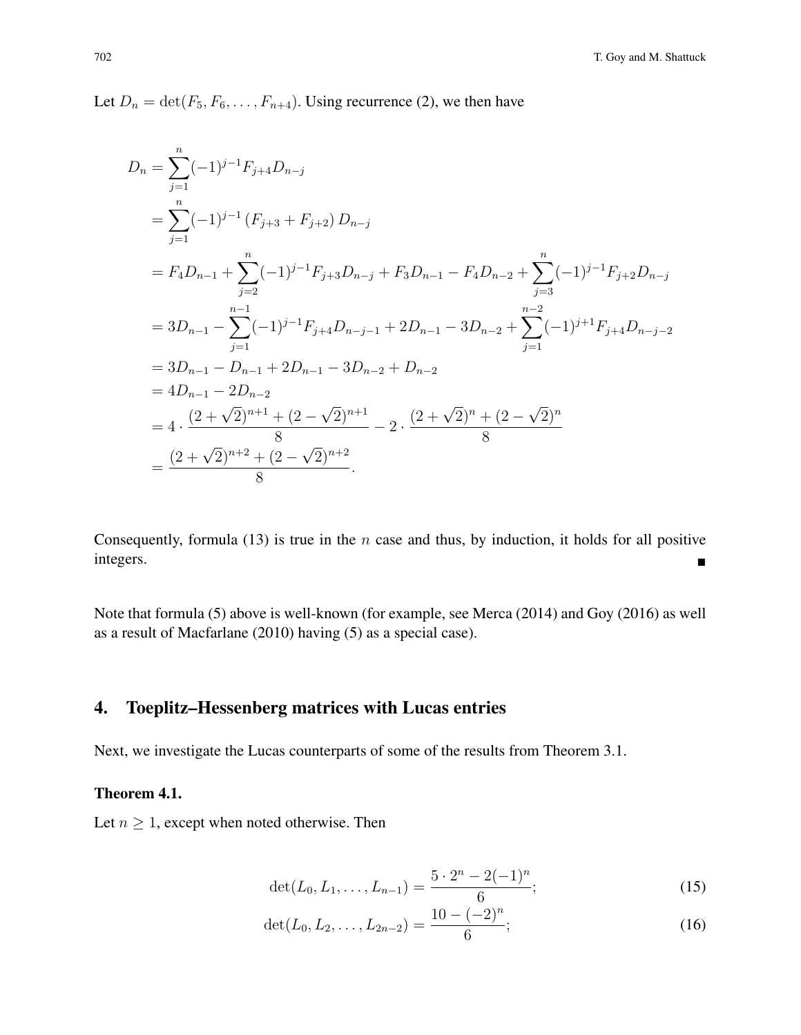Let $D_n = \det(F_5, F_6, \ldots, F_{n+4})$. Using recurrence (2), we then have

$$
\begin{aligned}
D_n &= \sum_{j=1}^{n} (-1)^{j-1} F_{j+4} D_{n-j} \\
&= \sum_{j=1}^{n} (-1)^{j-1} \left(F_{j+3} + F_{j+2}\right) D_{n-j} \\
&= F_4 D_{n-1} + \sum_{j=2}^{n} (-1)^{j-1} F_{j+3} D_{n-j} + F_3 D_{n-1} - F_4 D_{n-2} + \sum_{j=3}^{n} (-1)^{j-1} F_{j+2} D_{n-j} \\
&= 3D_{n-1} - \sum_{j=1}^{n-1} (-1)^{j-1} F_{j+4} D_{n-j-1} + 2D_{n-1} - 3D_{n-2} + \sum_{j=1}^{n-2} (-1)^{j+1} F_{j+4} D_{n-j-2} \\
&= 3D_{n-1} - D_{n-1} + 2D_{n-1} - 3D_{n-2} + D_{n-2} \\
&= 4D_{n-1} - 2D_{n-2} \\
&= 4 \cdot \frac{(2+\sqrt{2})^{n+1} + (2-\sqrt{2})^{n+1}}{8} - 2 \cdot \frac{(2+\sqrt{2})^{n} + (2-\sqrt{2})^{n}}{8} \\
&= \frac{(2+\sqrt{2})^{n+2} + (2-\sqrt{2})^{n+2}}{8}.
\end{aligned}
$$

Consequently, formula (13) is true in the $n$ case and thus, by induction, it holds for all positive integers. ∎

Note that formula (5) above is well-known (for example, see Merca (2014) and Goy (2016) as well as a result of Macfarlane (2010) having (5) as a special case).

## 4. Toeplitz–Hessenberg matrices with Lucas entries

Next, we investigate the Lucas counterparts of some of the results from Theorem 3.1.

**Theorem 4.1.**

Let $n \geq 1$, except when noted otherwise. Then

$$
\det(L_0, L_1, \ldots, L_{n-1}) = \frac{5 \cdot 2^n - 2(-1)^n}{6}; \tag{15}
$$

$$
\det(L_0, L_2, \ldots, L_{2n-2}) = \frac{10 - (-2)^n}{6}; \tag{16}
$$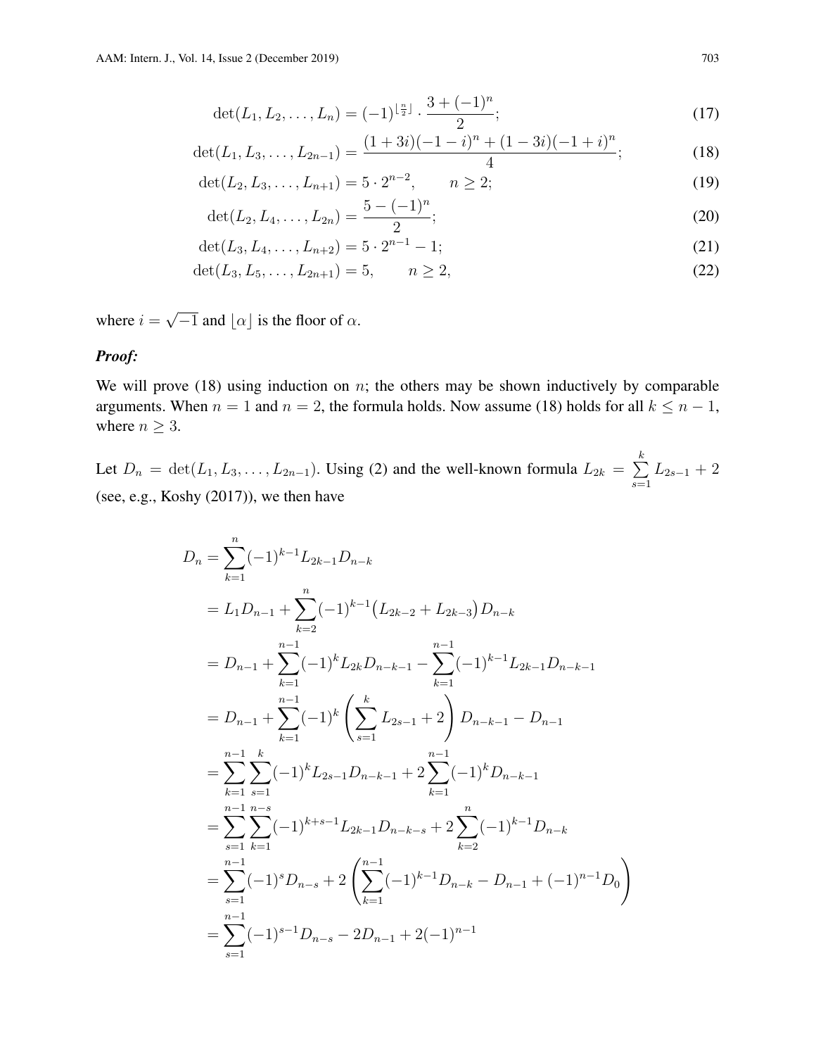$$\det(L_1, L_2, \ldots, L_n) = (-1)^{\lfloor \frac{n}{2} \rfloor} \cdot \frac{3 + (-1)^n}{2}; \tag{17}$$

$$\det(L_1, L_3, \ldots, L_{2n-1}) = \frac{(1+3i)(-1-i)^n + (1-3i)(-1+i)^n}{4}; \tag{18}$$

$$\det(L_2, L_3, \ldots, L_{n+1}) = 5 \cdot 2^{n-2}, \qquad n \geq 2; \tag{19}$$

$$\det(L_2, L_4, \ldots, L_{2n}) = \frac{5 - (-1)^n}{2}; \tag{20}$$

$$\det(L_3, L_4, \ldots, L_{n+2}) = 5 \cdot 2^{n-1} - 1; \tag{21}$$

$$\det(L_3, L_5, \ldots, L_{2n+1}) = 5, \qquad n \geq 2, \tag{22}$$

where $i = \sqrt{-1}$ and $\lfloor \alpha \rfloor$ is the floor of $\alpha$.

***Proof:***

We will prove (18) using induction on $n$; the others may be shown inductively by comparable arguments. When $n = 1$ and $n = 2$, the formula holds. Now assume (18) holds for all $k \leq n-1$, where $n \geq 3$.

Let $D_n = \det(L_1, L_3, \ldots, L_{2n-1})$. Using (2) and the well-known formula $L_{2k} = \sum_{s=1}^{k} L_{2s-1} + 2$ (see, e.g., Koshy (2017)), we then have

$$\begin{aligned}
D_n &= \sum_{k=1}^{n} (-1)^{k-1} L_{2k-1} D_{n-k} \\
&= L_1 D_{n-1} + \sum_{k=2}^{n} (-1)^{k-1} \big(L_{2k-2} + L_{2k-3}\big) D_{n-k} \\
&= D_{n-1} + \sum_{k=1}^{n-1} (-1)^{k} L_{2k} D_{n-k-1} - \sum_{k=1}^{n-1} (-1)^{k-1} L_{2k-1} D_{n-k-1} \\
&= D_{n-1} + \sum_{k=1}^{n-1} (-1)^{k} \left( \sum_{s=1}^{k} L_{2s-1} + 2 \right) D_{n-k-1} - D_{n-1} \\
&= \sum_{k=1}^{n-1} \sum_{s=1}^{k} (-1)^{k} L_{2s-1} D_{n-k-1} + 2 \sum_{k=1}^{n-1} (-1)^{k} D_{n-k-1} \\
&= \sum_{s=1}^{n-1} \sum_{k=1}^{n-s} (-1)^{k+s-1} L_{2k-1} D_{n-k-s} + 2 \sum_{k=2}^{n} (-1)^{k-1} D_{n-k} \\
&= \sum_{s=1}^{n-1} (-1)^{s} D_{n-s} + 2 \left( \sum_{k=1}^{n-1} (-1)^{k-1} D_{n-k} - D_{n-1} + (-1)^{n-1} D_0 \right) \\
&= \sum_{s=1}^{n-1} (-1)^{s-1} D_{n-s} - 2D_{n-1} + 2(-1)^{n-1}
\end{aligned}$$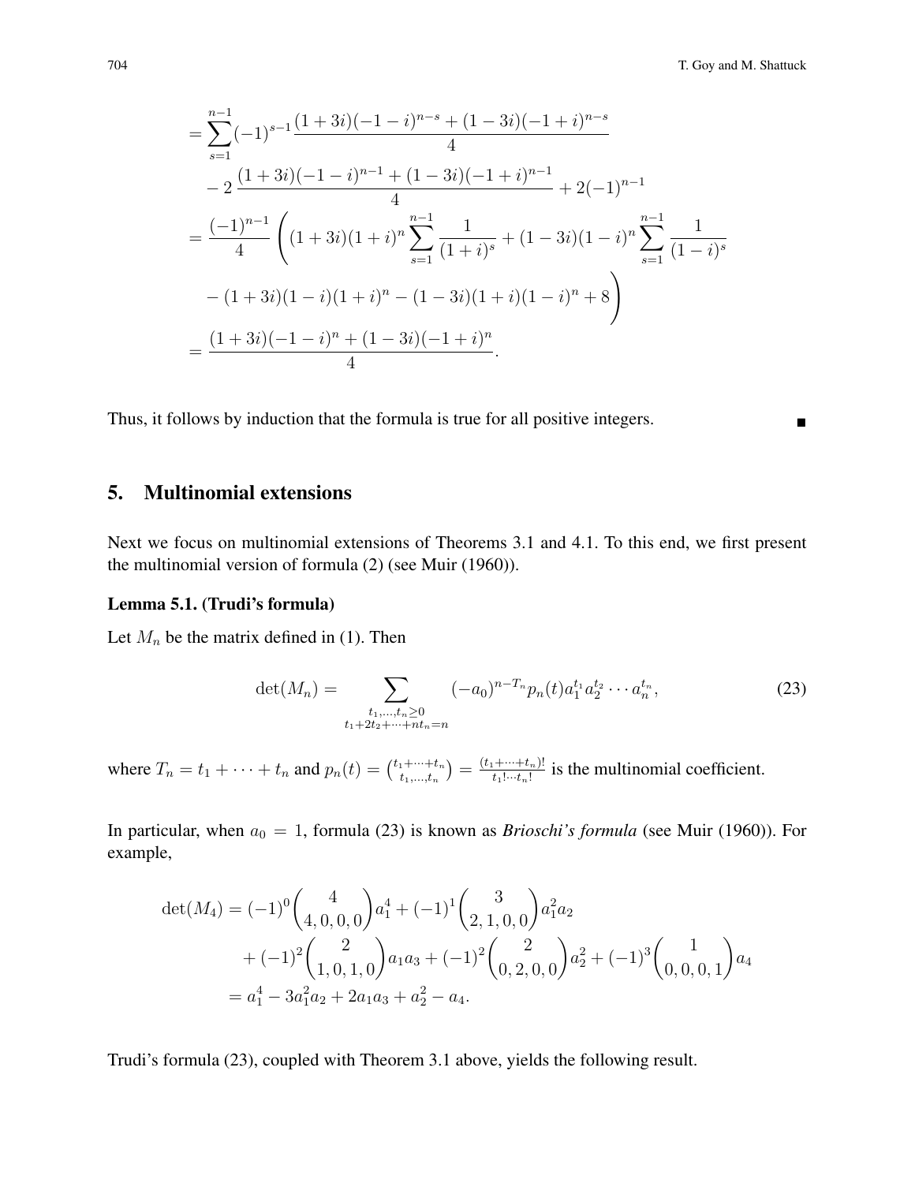$$
\begin{aligned}
&= \sum_{s=1}^{n-1} (-1)^{s-1} \frac{(1+3i)(-1-i)^{n-s} + (1-3i)(-1+i)^{n-s}}{4} \\
&\quad - 2\,\frac{(1+3i)(-1-i)^{n-1} + (1-3i)(-1+i)^{n-1}}{4} + 2(-1)^{n-1} \\
&= \frac{(-1)^{n-1}}{4} \left( (1+3i)(1+i)^n \sum_{s=1}^{n-1} \frac{1}{(1+i)^s} + (1-3i)(1-i)^n \sum_{s=1}^{n-1} \frac{1}{(1-i)^s} \right. \\
&\quad \left. - (1+3i)(1-i)(1+i)^n - (1-3i)(1+i)(1-i)^n + 8 \right) \\
&= \frac{(1+3i)(-1-i)^n + (1-3i)(-1+i)^n}{4}.
\end{aligned}
$$

Thus, it follows by induction that the formula is true for all positive integers. ∎

## 5. Multinomial extensions

Next we focus on multinomial extensions of Theorems 3.1 and 4.1. To this end, we first present the multinomial version of formula (2) (see Muir (1960)).

**Lemma 5.1. (Trudi's formula)**

Let $M_n$ be the matrix defined in (1). Then

$$
\det(M_n) = \sum_{\substack{t_1,\ldots,t_n \geq 0 \\ t_1+2t_2+\cdots+nt_n=n}} (-a_0)^{n-T_n} p_n(t) a_1^{t_1} a_2^{t_2} \cdots a_n^{t_n}, \tag{23}
$$

where $T_n = t_1 + \cdots + t_n$ and $p_n(t) = \binom{t_1+\cdots+t_n}{t_1,\ldots,t_n} = \frac{(t_1+\cdots+t_n)!}{t_1!\cdots t_n!}$ is the multinomial coefficient.

In particular, when $a_0 = 1$, formula (23) is known as *Brioschi's formula* (see Muir (1960)). For example,

$$
\begin{aligned}
\det(M_4) &= (-1)^0 \binom{4}{4,0,0,0} a_1^4 + (-1)^1 \binom{3}{2,1,0,0} a_1^2 a_2 \\
&\quad + (-1)^2 \binom{2}{1,0,1,0} a_1 a_3 + (-1)^2 \binom{2}{0,2,0,0} a_2^2 + (-1)^3 \binom{1}{0,0,0,1} a_4 \\
&= a_1^4 - 3a_1^2 a_2 + 2a_1 a_3 + a_2^2 - a_4.
\end{aligned}
$$

Trudi's formula (23), coupled with Theorem 3.1 above, yields the following result.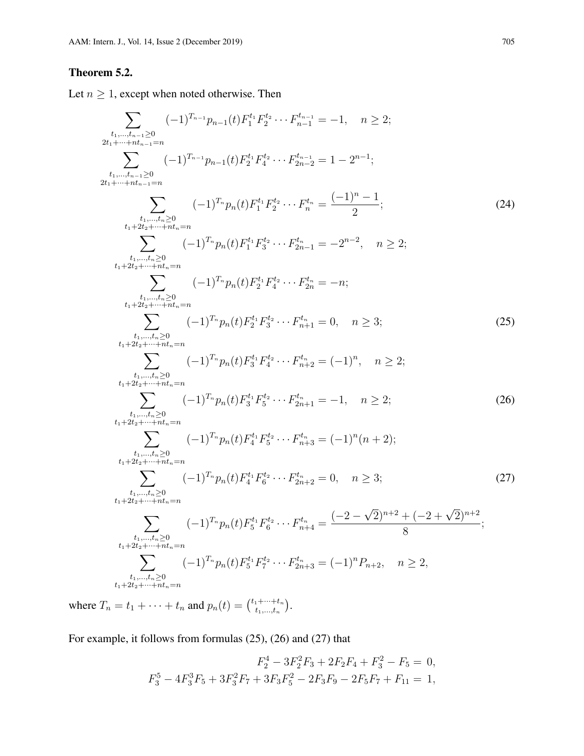**Theorem 5.2.**

Let $n \geq 1$, except when noted otherwise. Then

$$\sum_{\substack{t_1,\ldots,t_{n-1}\geq 0\\ 2t_1+\cdots+nt_{n-1}=n}} (-1)^{T_{n-1}} p_{n-1}(t) F_1^{t_1} F_2^{t_2} \cdots F_{n-1}^{t_{n-1}} = -1, \quad n \geq 2;$$

$$\sum_{\substack{t_1,\ldots,t_{n-1}\geq 0\\ 2t_1+\cdots+nt_{n-1}=n}} (-1)^{T_{n-1}} p_{n-1}(t) F_2^{t_1} F_4^{t_2} \cdots F_{2n-2}^{t_{n-1}} = 1 - 2^{n-1};$$

$$\sum_{\substack{t_1,\ldots,t_n\geq 0\\ t_1+2t_2+\cdots+nt_n=n}} (-1)^{T_n} p_n(t) F_1^{t_1} F_2^{t_2} \cdots F_n^{t_n} = \frac{(-1)^n - 1}{2}; \tag{24}$$

$$\sum_{\substack{t_1,\ldots,t_n\geq 0\\ t_1+2t_2+\cdots+nt_n=n}} (-1)^{T_n} p_n(t) F_1^{t_1} F_3^{t_2} \cdots F_{2n-1}^{t_n} = -2^{n-2}, \quad n \geq 2;$$

$$\sum_{\substack{t_1,\ldots,t_n\geq 0\\ t_1+2t_2+\cdots+nt_n=n}} (-1)^{T_n} p_n(t) F_2^{t_1} F_4^{t_2} \cdots F_{2n}^{t_n} = -n;$$

$$\sum_{\substack{t_1,\ldots,t_n\geq 0\\ t_1+2t_2+\cdots+nt_n=n}} (-1)^{T_n} p_n(t) F_2^{t_1} F_3^{t_2} \cdots F_{n+1}^{t_n} = 0, \quad n \geq 3; \tag{25}$$

$$\sum_{\substack{t_1,\ldots,t_n\geq 0\\ t_1+2t_2+\cdots+nt_n=n}} (-1)^{T_n} p_n(t) F_3^{t_1} F_4^{t_2} \cdots F_{n+2}^{t_n} = (-1)^n, \quad n \geq 2;$$

$$\sum_{\substack{t_1,\ldots,t_n\geq 0\\ t_1+2t_2+\cdots+nt_n=n}} (-1)^{T_n} p_n(t) F_3^{t_1} F_5^{t_2} \cdots F_{2n+1}^{t_n} = -1, \quad n \geq 2; \tag{26}$$

$$\sum_{\substack{t_1,\ldots,t_n\geq 0\\ t_1+2t_2+\cdots+nt_n=n}} (-1)^{T_n} p_n(t) F_4^{t_1} F_5^{t_2} \cdots F_{n+3}^{t_n} = (-1)^n (n+2);$$

$$\sum_{\substack{t_1,\ldots,t_n\geq 0\\ t_1+2t_2+\cdots+nt_n=n}} (-1)^{T_n} p_n(t) F_4^{t_1} F_6^{t_2} \cdots F_{2n+2}^{t_n} = 0, \quad n \geq 3; \tag{27}$$

$$\sum_{\substack{t_1,\ldots,t_n\geq 0\\ t_1+2t_2+\cdots+nt_n=n}} (-1)^{T_n} p_n(t) F_5^{t_1} F_6^{t_2} \cdots F_{n+4}^{t_n} = \frac{(-2-\sqrt{2})^{n+2} + (-2+\sqrt{2})^{n+2}}{8};$$

$$\sum_{\substack{t_1,\ldots,t_n\geq 0\\ t_1+2t_2+\cdots+nt_n=n}} (-1)^{T_n} p_n(t) F_5^{t_1} F_7^{t_2} \cdots F_{2n+3}^{t_n} = (-1)^n P_{n+2}, \quad n \geq 2,$$

where $T_n = t_1 + \cdots + t_n$ and $p_n(t) = \binom{t_1+\cdots+t_n}{t_1,\ldots,t_n}$.

For example, it follows from formulas (25), (26) and (27) that

$$F_2^4 - 3F_2^2 F_3 + 2F_2 F_4 + F_3^2 - F_5 = 0,$$
$$F_3^5 - 4F_3^3 F_5 + 3F_3^2 F_7 + 3F_3 F_5^2 - 2F_3 F_9 - 2F_5 F_7 + F_{11} = 1,$$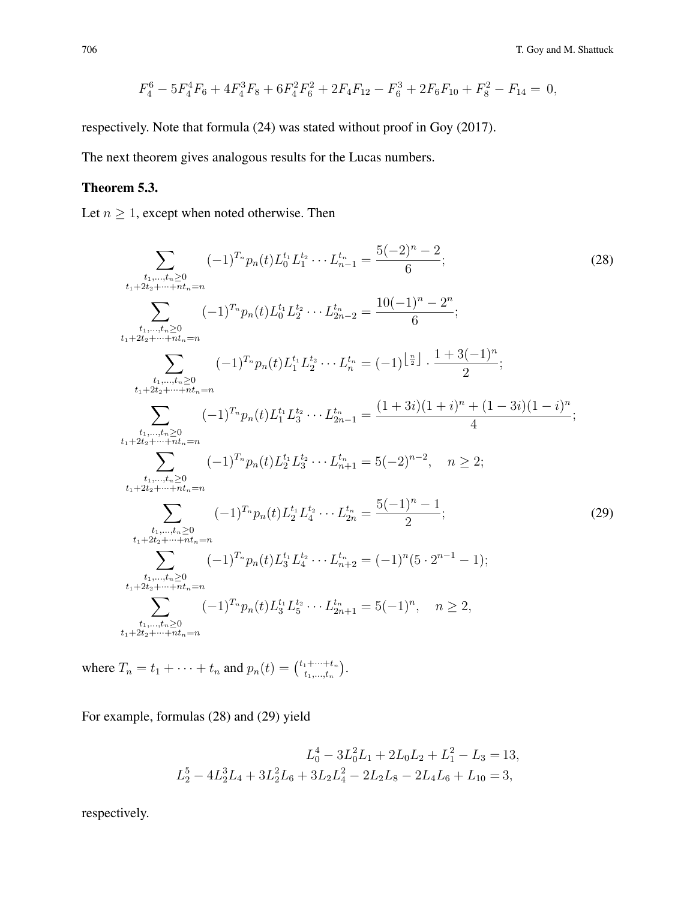$$F_4^6 - 5F_4^4 F_6 + 4F_4^3 F_8 + 6F_4^2 F_6^2 + 2F_4 F_{12} - F_6^3 + 2F_6 F_{10} + F_8^2 - F_{14} = 0,$$

respectively. Note that formula (24) was stated without proof in Goy (2017).

The next theorem gives analogous results for the Lucas numbers.

### Theorem 5.3.

Let $n \geq 1$, except when noted otherwise. Then

$$\sum_{\substack{t_1,\ldots,t_n \geq 0 \\ t_1+2t_2+\cdots+nt_n=n}} (-1)^{T_n} p_n(t) L_0^{t_1} L_1^{t_2} \cdots L_{n-1}^{t_n} = \frac{5(-2)^n - 2}{6}; \tag{28}$$

$$\sum_{\substack{t_1,\ldots,t_n \geq 0 \\ t_1+2t_2+\cdots+nt_n=n}} (-1)^{T_n} p_n(t) L_0^{t_1} L_2^{t_2} \cdots L_{2n-2}^{t_n} = \frac{10(-1)^n - 2^n}{6};$$

$$\sum_{\substack{t_1,\ldots,t_n \geq 0 \\ t_1+2t_2+\cdots+nt_n=n}} (-1)^{T_n} p_n(t) L_1^{t_1} L_2^{t_2} \cdots L_n^{t_n} = (-1)^{\lfloor \frac{n}{2} \rfloor} \cdot \frac{1 + 3(-1)^n}{2};$$

$$\sum_{\substack{t_1,\ldots,t_n \geq 0 \\ t_1+2t_2+\cdots+nt_n=n}} (-1)^{T_n} p_n(t) L_1^{t_1} L_3^{t_2} \cdots L_{2n-1}^{t_n} = \frac{(1+3i)(1+i)^n + (1-3i)(1-i)^n}{4};$$

$$\sum_{\substack{t_1,\ldots,t_n \geq 0 \\ t_1+2t_2+\cdots+nt_n=n}} (-1)^{T_n} p_n(t) L_2^{t_1} L_3^{t_2} \cdots L_{n+1}^{t_n} = 5(-2)^{n-2}, \quad n \geq 2;$$

$$\sum_{\substack{t_1,\ldots,t_n \geq 0 \\ t_1+2t_2+\cdots+nt_n=n}} (-1)^{T_n} p_n(t) L_2^{t_1} L_4^{t_2} \cdots L_{2n}^{t_n} = \frac{5(-1)^n - 1}{2}; \tag{29}$$

$$\sum_{\substack{t_1,\ldots,t_n \geq 0 \\ t_1+2t_2+\cdots+nt_n=n}} (-1)^{T_n} p_n(t) L_3^{t_1} L_4^{t_2} \cdots L_{n+2}^{t_n} = (-1)^n (5 \cdot 2^{n-1} - 1);$$

$$\sum_{\substack{t_1,\ldots,t_n \geq 0 \\ t_1+2t_2+\cdots+nt_n=n}} (-1)^{T_n} p_n(t) L_3^{t_1} L_5^{t_2} \cdots L_{2n+1}^{t_n} = 5(-1)^n, \quad n \geq 2,$$

where $T_n = t_1 + \cdots + t_n$ and $p_n(t) = \binom{t_1+\cdots+t_n}{t_1,\ldots,t_n}$.

For example, formulas (28) and (29) yield

$$L_0^4 - 3L_0^2 L_1 + 2L_0 L_2 + L_1^2 - L_3 = 13,$$
$$L_2^5 - 4L_2^3 L_4 + 3L_2^2 L_6 + 3L_2 L_4^2 - 2L_2 L_8 - 2L_4 L_6 + L_{10} = 3,$$

respectively.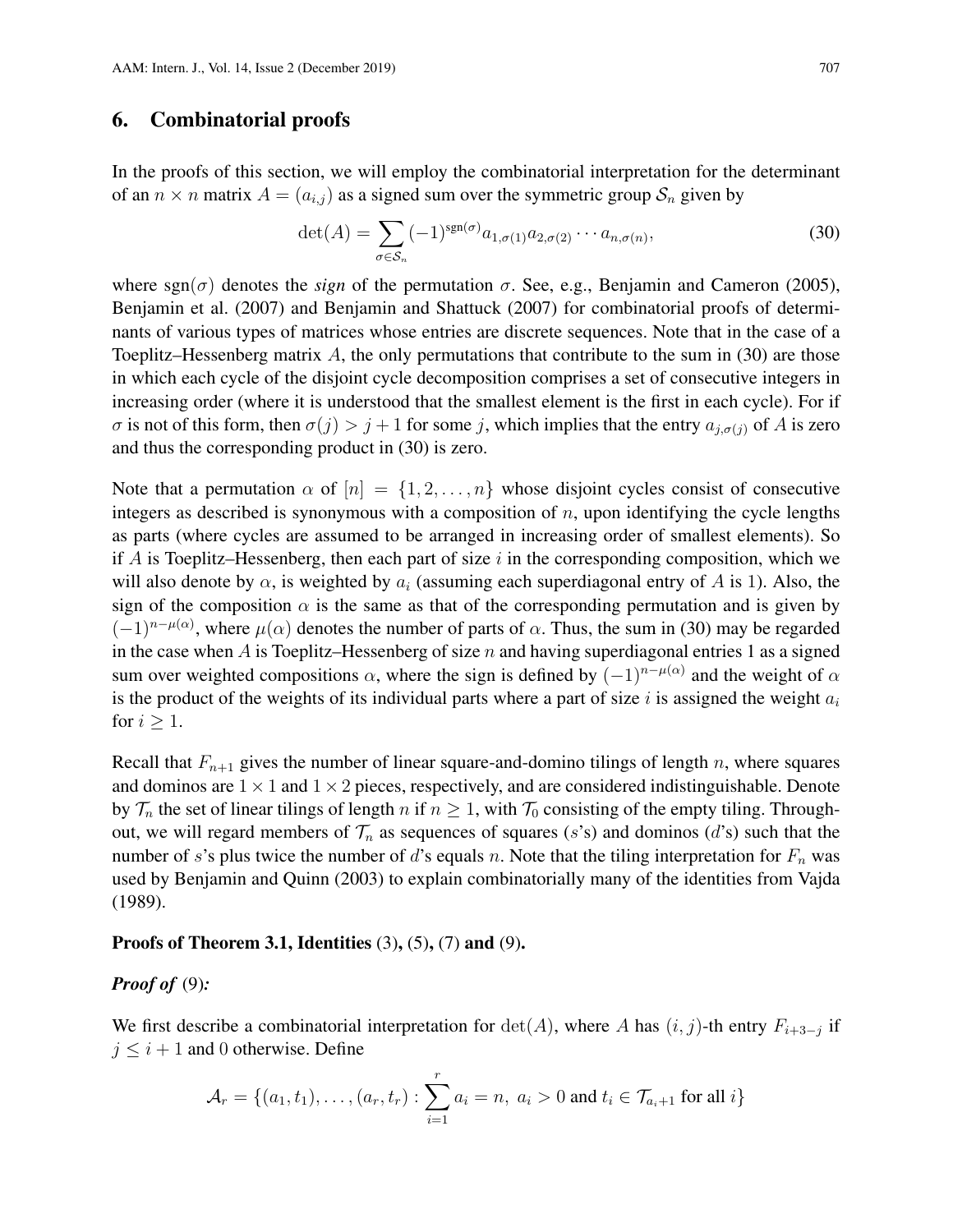## 6. Combinatorial proofs

In the proofs of this section, we will employ the combinatorial interpretation for the determinant of an $n \times n$ matrix $A = (a_{i,j})$ as a signed sum over the symmetric group $\mathcal{S}_n$ given by

$$\det(A) = \sum_{\sigma \in \mathcal{S}_n} (-1)^{\text{sgn}(\sigma)} a_{1,\sigma(1)} a_{2,\sigma(2)} \cdots a_{n,\sigma(n)}, \tag{30}$$

where $\text{sgn}(\sigma)$ denotes the *sign* of the permutation $\sigma$. See, e.g., Benjamin and Cameron (2005), Benjamin et al. (2007) and Benjamin and Shattuck (2007) for combinatorial proofs of determinants of various types of matrices whose entries are discrete sequences. Note that in the case of a Toeplitz–Hessenberg matrix $A$, the only permutations that contribute to the sum in (30) are those in which each cycle of the disjoint cycle decomposition comprises a set of consecutive integers in increasing order (where it is understood that the smallest element is the first in each cycle). For if $\sigma$ is not of this form, then $\sigma(j) > j + 1$ for some $j$, which implies that the entry $a_{j,\sigma(j)}$ of $A$ is zero and thus the corresponding product in (30) is zero.

Note that a permutation $\alpha$ of $[n] = \{1, 2, \ldots, n\}$ whose disjoint cycles consist of consecutive integers as described is synonymous with a composition of $n$, upon identifying the cycle lengths as parts (where cycles are assumed to be arranged in increasing order of smallest elements). So if $A$ is Toeplitz–Hessenberg, then each part of size $i$ in the corresponding composition, which we will also denote by $\alpha$, is weighted by $a_i$ (assuming each superdiagonal entry of $A$ is 1). Also, the sign of the composition $\alpha$ is the same as that of the corresponding permutation and is given by $(-1)^{n-\mu(\alpha)}$, where $\mu(\alpha)$ denotes the number of parts of $\alpha$. Thus, the sum in (30) may be regarded in the case when $A$ is Toeplitz–Hessenberg of size $n$ and having superdiagonal entries 1 as a signed sum over weighted compositions $\alpha$, where the sign is defined by $(-1)^{n-\mu(\alpha)}$ and the weight of $\alpha$ is the product of the weights of its individual parts where a part of size $i$ is assigned the weight $a_i$ for $i \geq 1$.

Recall that $F_{n+1}$ gives the number of linear square-and-domino tilings of length $n$, where squares and dominos are $1 \times 1$ and $1 \times 2$ pieces, respectively, and are considered indistinguishable. Denote by $\mathcal{T}_n$ the set of linear tilings of length $n$ if $n \geq 1$, with $\mathcal{T}_0$ consisting of the empty tiling. Throughout, we will regard members of $\mathcal{T}_n$ as sequences of squares ($s$'s) and dominos ($d$'s) such that the number of $s$'s plus twice the number of $d$'s equals $n$. Note that the tiling interpretation for $F_n$ was used by Benjamin and Quinn (2003) to explain combinatorially many of the identities from Vajda (1989).

**Proofs of Theorem 3.1, Identities (3), (5), (7) and (9).**

***Proof of* (9)*:***

We first describe a combinatorial interpretation for $\det(A)$, where $A$ has $(i, j)$-th entry $F_{i+3-j}$ if $j \leq i + 1$ and 0 otherwise. Define

$$\mathcal{A}_r = \{(a_1, t_1), \ldots, (a_r, t_r) : \sum_{i=1}^{r} a_i = n, \ a_i > 0 \text{ and } t_i \in \mathcal{T}_{a_i+1} \text{ for all } i\}$$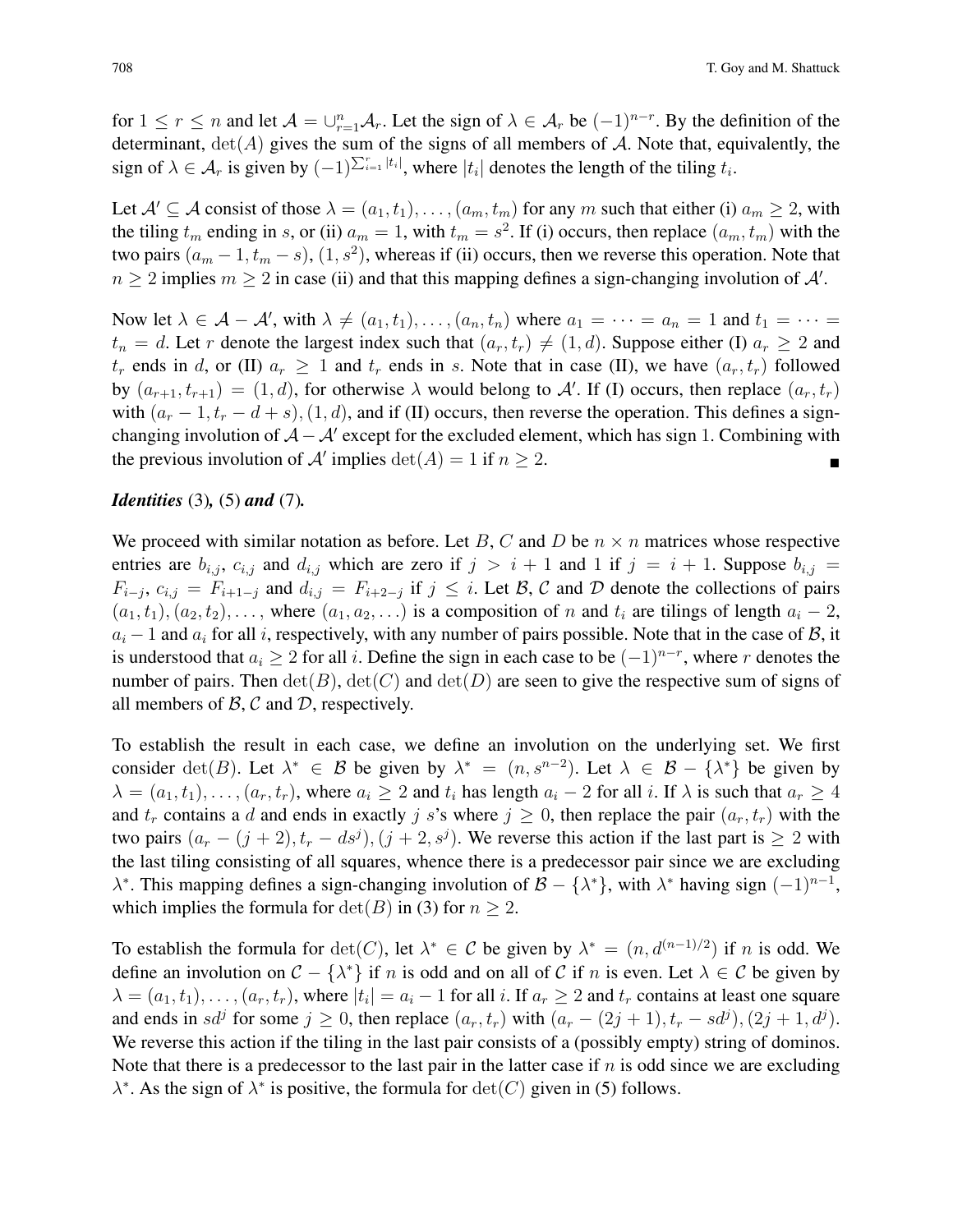for $1 \leq r \leq n$ and let $\mathcal{A} = \cup_{r=1}^{n} \mathcal{A}_r$. Let the sign of $\lambda \in \mathcal{A}_r$ be $(-1)^{n-r}$. By the definition of the determinant, $\det(A)$ gives the sum of the signs of all members of $\mathcal{A}$. Note that, equivalently, the sign of $\lambda \in \mathcal{A}_r$ is given by $(-1)^{\sum_{i=1}^{r} |t_i|}$, where $|t_i|$ denotes the length of the tiling $t_i$.

Let $\mathcal{A}' \subseteq \mathcal{A}$ consist of those $\lambda = (a_1, t_1), \ldots, (a_m, t_m)$ for any $m$ such that either (i) $a_m \geq 2$, with the tiling $t_m$ ending in $s$, or (ii) $a_m = 1$, with $t_m = s^2$. If (i) occurs, then replace $(a_m, t_m)$ with the two pairs $(a_m - 1, t_m - s)$, $(1, s^2)$, whereas if (ii) occurs, then we reverse this operation. Note that $n \geq 2$ implies $m \geq 2$ in case (ii) and that this mapping defines a sign-changing involution of $\mathcal{A}'$.

Now let $\lambda \in \mathcal{A} - \mathcal{A}'$, with $\lambda \neq (a_1, t_1), \ldots, (a_n, t_n)$ where $a_1 = \cdots = a_n = 1$ and $t_1 = \cdots = t_n = d$. Let $r$ denote the largest index such that $(a_r, t_r) \neq (1, d)$. Suppose either (I) $a_r \geq 2$ and $t_r$ ends in $d$, or (II) $a_r \geq 1$ and $t_r$ ends in $s$. Note that in case (II), we have $(a_r, t_r)$ followed by $(a_{r+1}, t_{r+1}) = (1, d)$, for otherwise $\lambda$ would belong to $\mathcal{A}'$. If (I) occurs, then replace $(a_r, t_r)$ with $(a_r - 1, t_r - d + s), (1, d)$, and if (II) occurs, then reverse the operation. This defines a sign-changing involution of $\mathcal{A} - \mathcal{A}'$ except for the excluded element, which has sign 1. Combining with the previous involution of $\mathcal{A}'$ implies $\det(A) = 1$ if $n \geq 2$. ∎

***Identities* (3)*,* (5) *and* (7)*.***

We proceed with similar notation as before. Let $B$, $C$ and $D$ be $n \times n$ matrices whose respective entries are $b_{i,j}$, $c_{i,j}$ and $d_{i,j}$ which are zero if $j > i + 1$ and 1 if $j = i + 1$. Suppose $b_{i,j} = F_{i-j}$, $c_{i,j} = F_{i+1-j}$ and $d_{i,j} = F_{i+2-j}$ if $j \leq i$. Let $\mathcal{B}$, $\mathcal{C}$ and $\mathcal{D}$ denote the collections of pairs $(a_1, t_1), (a_2, t_2), \ldots$, where $(a_1, a_2, \ldots)$ is a composition of $n$ and $t_i$ are tilings of length $a_i - 2$, $a_i - 1$ and $a_i$ for all $i$, respectively, with any number of pairs possible. Note that in the case of $\mathcal{B}$, it is understood that $a_i \geq 2$ for all $i$. Define the sign in each case to be $(-1)^{n-r}$, where $r$ denotes the number of pairs. Then $\det(B)$, $\det(C)$ and $\det(D)$ are seen to give the respective sum of signs of all members of $\mathcal{B}$, $\mathcal{C}$ and $\mathcal{D}$, respectively.

To establish the result in each case, we define an involution on the underlying set. We first consider $\det(B)$. Let $\lambda^* \in \mathcal{B}$ be given by $\lambda^* = (n, s^{n-2})$. Let $\lambda \in \mathcal{B} - \{\lambda^*\}$ be given by $\lambda = (a_1, t_1), \ldots, (a_r, t_r)$, where $a_i \geq 2$ and $t_i$ has length $a_i - 2$ for all $i$. If $\lambda$ is such that $a_r \geq 4$ and $t_r$ contains a $d$ and ends in exactly $j$ $s$'s where $j \geq 0$, then replace the pair $(a_r, t_r)$ with the two pairs $(a_r - (j + 2), t_r - ds^j), (j + 2, s^j)$. We reverse this action if the last part is $\geq 2$ with the last tiling consisting of all squares, whence there is a predecessor pair since we are excluding $\lambda^*$. This mapping defines a sign-changing involution of $\mathcal{B} - \{\lambda^*\}$, with $\lambda^*$ having sign $(-1)^{n-1}$, which implies the formula for $\det(B)$ in (3) for $n \geq 2$.

To establish the formula for $\det(C)$, let $\lambda^* \in \mathcal{C}$ be given by $\lambda^* = (n, d^{(n-1)/2})$ if $n$ is odd. We define an involution on $\mathcal{C} - \{\lambda^*\}$ if $n$ is odd and on all of $\mathcal{C}$ if $n$ is even. Let $\lambda \in \mathcal{C}$ be given by $\lambda = (a_1, t_1), \ldots, (a_r, t_r)$, where $|t_i| = a_i - 1$ for all $i$. If $a_r \geq 2$ and $t_r$ contains at least one square and ends in $sd^j$ for some $j \geq 0$, then replace $(a_r, t_r)$ with $(a_r - (2j + 1), t_r - sd^j), (2j + 1, d^j)$. We reverse this action if the tiling in the last pair consists of a (possibly empty) string of dominos. Note that there is a predecessor to the last pair in the latter case if $n$ is odd since we are excluding $\lambda^*$. As the sign of $\lambda^*$ is positive, the formula for $\det(C)$ given in (5) follows.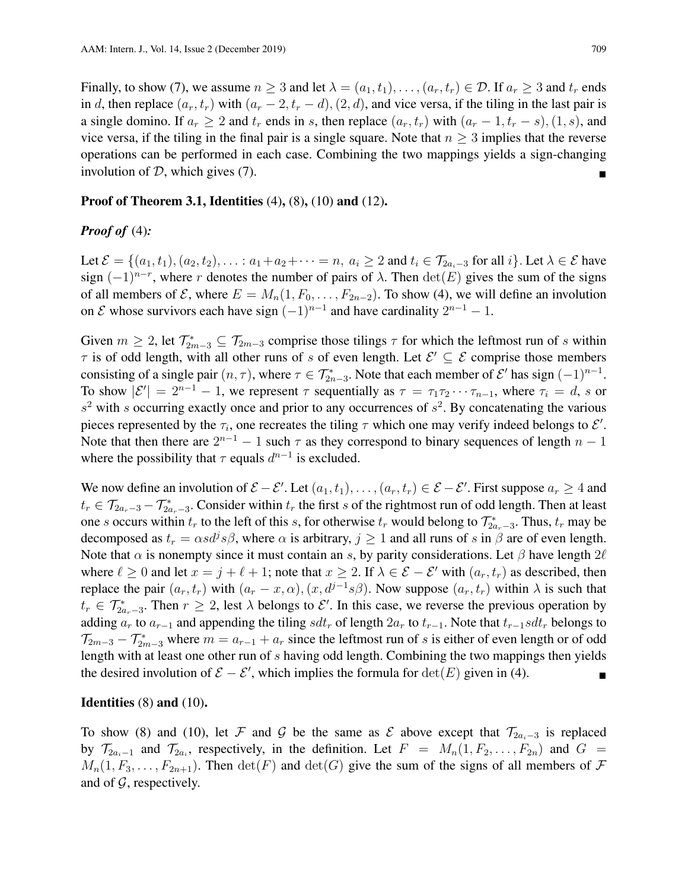Finally, to show (7), we assume $n \geq 3$ and let $\lambda = (a_1, t_1), \ldots, (a_r, t_r) \in \mathcal{D}$. If $a_r \geq 3$ and $t_r$ ends in $d$, then replace $(a_r, t_r)$ with $(a_r - 2, t_r - d), (2, d)$, and vice versa, if the tiling in the last pair is a single domino. If $a_r \geq 2$ and $t_r$ ends in $s$, then replace $(a_r, t_r)$ with $(a_r - 1, t_r - s), (1, s)$, and vice versa, if the tiling in the final pair is a single square. Note that $n \geq 3$ implies that the reverse operations can be performed in each case. Combining the two mappings yields a sign-changing involution of $\mathcal{D}$, which gives (7). ∎

**Proof of Theorem 3.1, Identities** (4)**,** (8)**,** (10) **and** (12)**.**

***Proof of*** (4)***:***

Let $\mathcal{E} = \{(a_1, t_1), (a_2, t_2), \ldots : a_1 + a_2 + \cdots = n,\ a_i \geq 2 \text{ and } t_i \in \mathcal{T}_{2a_i - 3} \text{ for all } i\}$. Let $\lambda \in \mathcal{E}$ have sign $(-1)^{n-r}$, where $r$ denotes the number of pairs of $\lambda$. Then $\det(E)$ gives the sum of the signs of all members of $\mathcal{E}$, where $E = M_n(1, F_0, \ldots, F_{2n-2})$. To show (4), we will define an involution on $\mathcal{E}$ whose survivors each have sign $(-1)^{n-1}$ and have cardinality $2^{n-1} - 1$.

Given $m \geq 2$, let $\mathcal{T}^*_{2m-3} \subseteq \mathcal{T}_{2m-3}$ comprise those tilings $\tau$ for which the leftmost run of $s$ within $\tau$ is of odd length, with all other runs of $s$ of even length. Let $\mathcal{E}' \subseteq \mathcal{E}$ comprise those members consisting of a single pair $(n, \tau)$, where $\tau \in \mathcal{T}^*_{2n-3}$. Note that each member of $\mathcal{E}'$ has sign $(-1)^{n-1}$. To show $|\mathcal{E}'| = 2^{n-1} - 1$, we represent $\tau$ sequentially as $\tau = \tau_1 \tau_2 \cdots \tau_{n-1}$, where $\tau_i = d$, $s$ or $s^2$ with $s$ occurring exactly once and prior to any occurrences of $s^2$. By concatenating the various pieces represented by the $\tau_i$, one recreates the tiling $\tau$ which one may verify indeed belongs to $\mathcal{E}'$. Note that then there are $2^{n-1} - 1$ such $\tau$ as they correspond to binary sequences of length $n - 1$ where the possibility that $\tau$ equals $d^{n-1}$ is excluded.

We now define an involution of $\mathcal{E} - \mathcal{E}'$. Let $(a_1, t_1), \ldots, (a_r, t_r) \in \mathcal{E} - \mathcal{E}'$. First suppose $a_r \geq 4$ and $t_r \in \mathcal{T}_{2a_r - 3} - \mathcal{T}^*_{2a_r - 3}$. Consider within $t_r$ the first $s$ of the rightmost run of odd length. Then at least one $s$ occurs within $t_r$ to the left of this $s$, for otherwise $t_r$ would belong to $\mathcal{T}^*_{2a_r - 3}$. Thus, $t_r$ may be decomposed as $t_r = \alpha s d^j s \beta$, where $\alpha$ is arbitrary, $j \geq 1$ and all runs of $s$ in $\beta$ are of even length. Note that $\alpha$ is nonempty since it must contain an $s$, by parity considerations. Let $\beta$ have length $2\ell$ where $\ell \geq 0$ and let $x = j + \ell + 1$; note that $x \geq 2$. If $\lambda \in \mathcal{E} - \mathcal{E}'$ with $(a_r, t_r)$ as described, then replace the pair $(a_r, t_r)$ with $(a_r - x, \alpha), (x, d^{j-1} s \beta)$. Now suppose $(a_r, t_r)$ within $\lambda$ is such that $t_r \in \mathcal{T}^*_{2a_r - 3}$. Then $r \geq 2$, lest $\lambda$ belongs to $\mathcal{E}'$. In this case, we reverse the previous operation by adding $a_r$ to $a_{r-1}$ and appending the tiling $s d t_r$ of length $2a_r$ to $t_{r-1}$. Note that $t_{r-1} s d t_r$ belongs to $\mathcal{T}_{2m-3} - \mathcal{T}^*_{2m-3}$ where $m = a_{r-1} + a_r$ since the leftmost run of $s$ is either of even length or of odd length with at least one other run of $s$ having odd length. Combining the two mappings then yields the desired involution of $\mathcal{E} - \mathcal{E}'$, which implies the formula for $\det(E)$ given in (4). ∎

**Identities** (8) **and** (10)**.**

To show (8) and (10), let $\mathcal{F}$ and $\mathcal{G}$ be the same as $\mathcal{E}$ above except that $\mathcal{T}_{2a_i - 3}$ is replaced by $\mathcal{T}_{2a_i - 1}$ and $\mathcal{T}_{2a_i}$, respectively, in the definition. Let $F = M_n(1, F_2, \ldots, F_{2n})$ and $G = M_n(1, F_3, \ldots, F_{2n+1})$. Then $\det(F)$ and $\det(G)$ give the sum of the signs of all members of $\mathcal{F}$ and of $\mathcal{G}$, respectively.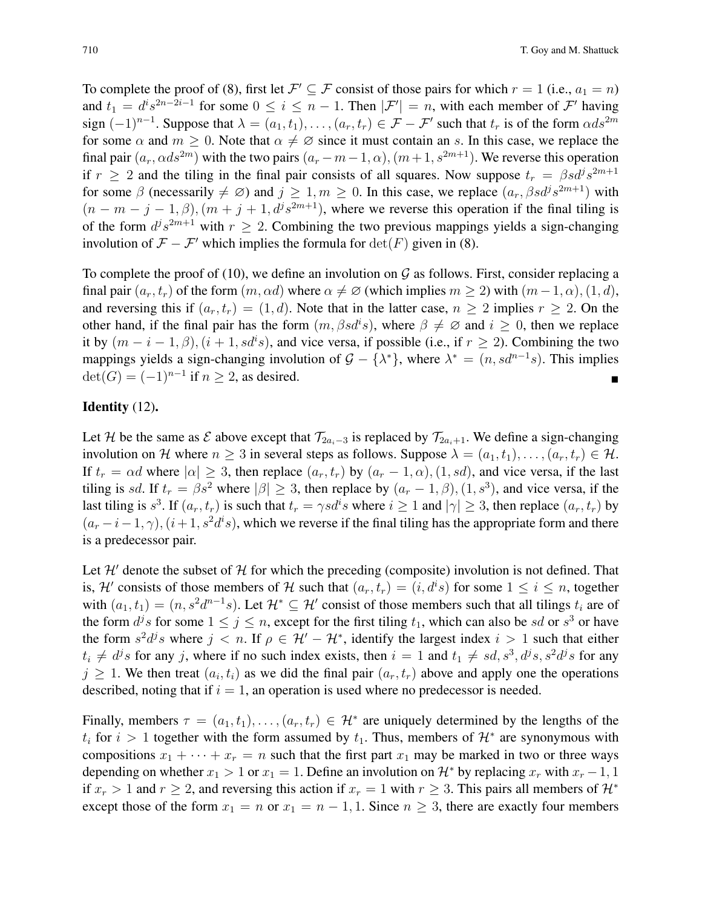To complete the proof of (8), first let $\mathcal{F}' \subseteq \mathcal{F}$ consist of those pairs for which $r = 1$ (i.e., $a_1 = n$) and $t_1 = d^i s^{2n-2i-1}$ for some $0 \leq i \leq n-1$. Then $|\mathcal{F}'| = n$, with each member of $\mathcal{F}'$ having sign $(-1)^{n-1}$. Suppose that $\lambda = (a_1, t_1), \ldots, (a_r, t_r) \in \mathcal{F} - \mathcal{F}'$ such that $t_r$ is of the form $\alpha d s^{2m}$ for some $\alpha$ and $m \geq 0$. Note that $\alpha \neq \varnothing$ since it must contain an $s$. In this case, we replace the final pair $(a_r, \alpha d s^{2m})$ with the two pairs $(a_r - m - 1, \alpha), (m+1, s^{2m+1})$. We reverse this operation if $r \geq 2$ and the tiling in the final pair consists of all squares. Now suppose $t_r = \beta s d^j s^{2m+1}$ for some $\beta$ (necessarily $\neq \varnothing$) and $j \geq 1, m \geq 0$. In this case, we replace $(a_r, \beta s d^j s^{2m+1})$ with $(n - m - j - 1, \beta), (m + j + 1, d^j s^{2m+1})$, where we reverse this operation if the final tiling is of the form $d^j s^{2m+1}$ with $r \geq 2$. Combining the two previous mappings yields a sign-changing involution of $\mathcal{F} - \mathcal{F}'$ which implies the formula for $\det(F)$ given in (8).

To complete the proof of (10), we define an involution on $\mathcal{G}$ as follows. First, consider replacing a final pair $(a_r, t_r)$ of the form $(m, \alpha d)$ where $\alpha \neq \varnothing$ (which implies $m \geq 2$) with $(m-1, \alpha), (1, d)$, and reversing this if $(a_r, t_r) = (1, d)$. Note that in the latter case, $n \geq 2$ implies $r \geq 2$. On the other hand, if the final pair has the form $(m, \beta s d^i s)$, where $\beta \neq \varnothing$ and $i \geq 0$, then we replace it by $(m - i - 1, \beta), (i + 1, s d^i s)$, and vice versa, if possible (i.e., if $r \geq 2$). Combining the two mappings yields a sign-changing involution of $\mathcal{G} - \{\lambda^*\}$, where $\lambda^* = (n, s d^{n-1} s)$. This implies $\det(G) = (-1)^{n-1}$ if $n \geq 2$, as desired. ∎

**Identity** (12)**.**

Let $\mathcal{H}$ be the same as $\mathcal{E}$ above except that $\mathcal{T}_{2a_i-3}$ is replaced by $\mathcal{T}_{2a_i+1}$. We define a sign-changing involution on $\mathcal{H}$ where $n \geq 3$ in several steps as follows. Suppose $\lambda = (a_1, t_1), \ldots, (a_r, t_r) \in \mathcal{H}$. If $t_r = \alpha d$ where $|\alpha| \geq 3$, then replace $(a_r, t_r)$ by $(a_r - 1, \alpha), (1, sd)$, and vice versa, if the last tiling is $sd$. If $t_r = \beta s^2$ where $|\beta| \geq 3$, then replace by $(a_r - 1, \beta), (1, s^3)$, and vice versa, if the last tiling is $s^3$. If $(a_r, t_r)$ is such that $t_r = \gamma s d^i s$ where $i \geq 1$ and $|\gamma| \geq 3$, then replace $(a_r, t_r)$ by $(a_r - i - 1, \gamma), (i+1, s^2 d^i s)$, which we reverse if the final tiling has the appropriate form and there is a predecessor pair.

Let $\mathcal{H}'$ denote the subset of $\mathcal{H}$ for which the preceding (composite) involution is not defined. That is, $\mathcal{H}'$ consists of those members of $\mathcal{H}$ such that $(a_r, t_r) = (i, d^i s)$ for some $1 \leq i \leq n$, together with $(a_1, t_1) = (n, s^2 d^{n-1} s)$. Let $\mathcal{H}^* \subseteq \mathcal{H}'$ consist of those members such that all tilings $t_i$ are of the form $d^j s$ for some $1 \leq j \leq n$, except for the first tiling $t_1$, which can also be $sd$ or $s^3$ or have the form $s^2 d^j s$ where $j < n$. If $\rho \in \mathcal{H}' - \mathcal{H}^*$, identify the largest index $i > 1$ such that either $t_i \neq d^j s$ for any $j$, where if no such index exists, then $i = 1$ and $t_1 \neq sd, s^3, d^j s, s^2 d^j s$ for any $j \geq 1$. We then treat $(a_i, t_i)$ as we did the final pair $(a_r, t_r)$ above and apply one the operations described, noting that if $i = 1$, an operation is used where no predecessor is needed.

Finally, members $\tau = (a_1, t_1), \ldots, (a_r, t_r) \in \mathcal{H}^*$ are uniquely determined by the lengths of the $t_i$ for $i > 1$ together with the form assumed by $t_1$. Thus, members of $\mathcal{H}^*$ are synonymous with compositions $x_1 + \cdots + x_r = n$ such that the first part $x_1$ may be marked in two or three ways depending on whether $x_1 > 1$ or $x_1 = 1$. Define an involution on $\mathcal{H}^*$ by replacing $x_r$ with $x_r - 1, 1$ if $x_r > 1$ and $r \geq 2$, and reversing this action if $x_r = 1$ with $r \geq 3$. This pairs all members of $\mathcal{H}^*$ except those of the form $x_1 = n$ or $x_1 = n-1, 1$. Since $n \geq 3$, there are exactly four members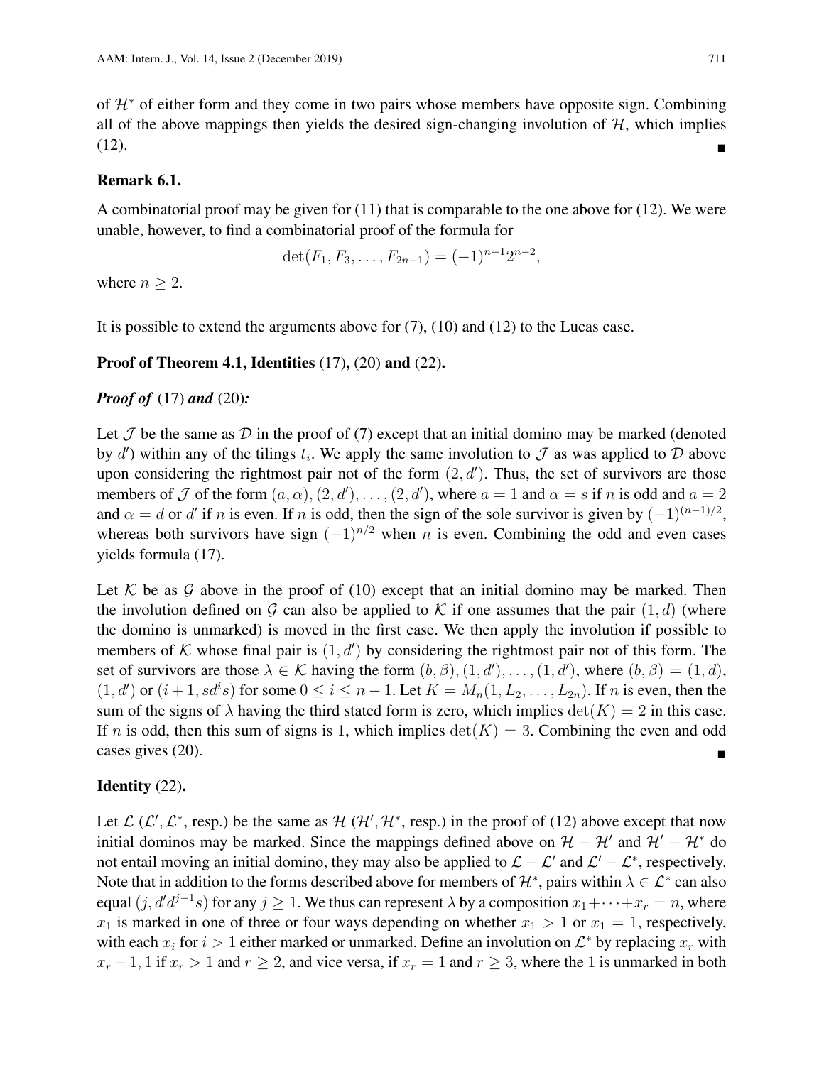of $\mathcal{H}^*$ of either form and they come in two pairs whose members have opposite sign. Combining all of the above mappings then yields the desired sign-changing involution of $\mathcal{H}$, which implies (12). ∎

**Remark 6.1.**

A combinatorial proof may be given for (11) that is comparable to the one above for (12). We were unable, however, to find a combinatorial proof of the formula for

$$\det(F_1, F_3, \ldots, F_{2n-1}) = (-1)^{n-1}2^{n-2},$$

where $n \geq 2$.

It is possible to extend the arguments above for (7), (10) and (12) to the Lucas case.

**Proof of Theorem 4.1, Identities (17), (20) and (22).**

***Proof of* (17) *and* (20):**

Let $\mathcal{J}$ be the same as $\mathcal{D}$ in the proof of (7) except that an initial domino may be marked (denoted by $d'$) within any of the tilings $t_i$. We apply the same involution to $\mathcal{J}$ as was applied to $\mathcal{D}$ above upon considering the rightmost pair not of the form $(2, d')$. Thus, the set of survivors are those members of $\mathcal{J}$ of the form $(a, \alpha), (2, d'), \ldots, (2, d')$, where $a = 1$ and $\alpha = s$ if $n$ is odd and $a = 2$ and $\alpha = d$ or $d'$ if $n$ is even. If $n$ is odd, then the sign of the sole survivor is given by $(-1)^{(n-1)/2}$, whereas both survivors have sign $(-1)^{n/2}$ when $n$ is even. Combining the odd and even cases yields formula (17).

Let $\mathcal{K}$ be as $\mathcal{G}$ above in the proof of (10) except that an initial domino may be marked. Then the involution defined on $\mathcal{G}$ can also be applied to $\mathcal{K}$ if one assumes that the pair $(1, d)$ (where the domino is unmarked) is moved in the first case. We then apply the involution if possible to members of $\mathcal{K}$ whose final pair is $(1, d')$ by considering the rightmost pair not of this form. The set of survivors are those $\lambda \in \mathcal{K}$ having the form $(b, \beta), (1, d'), \ldots, (1, d')$, where $(b, \beta) = (1, d)$, $(1, d')$ or $(i + 1, sd^i s)$ for some $0 \leq i \leq n - 1$. Let $K = M_n(1, L_2, \ldots, L_{2n})$. If $n$ is even, then the sum of the signs of $\lambda$ having the third stated form is zero, which implies $\det(K) = 2$ in this case. If $n$ is odd, then this sum of signs is 1, which implies $\det(K) = 3$. Combining the even and odd cases gives (20). ∎

**Identity (22).**

Let $\mathcal{L}$ ($\mathcal{L}', \mathcal{L}^*$, resp.) be the same as $\mathcal{H}$ ($\mathcal{H}', \mathcal{H}^*$, resp.) in the proof of (12) above except that now initial dominos may be marked. Since the mappings defined above on $\mathcal{H} - \mathcal{H}'$ and $\mathcal{H}' - \mathcal{H}^*$ do not entail moving an initial domino, they may also be applied to $\mathcal{L} - \mathcal{L}'$ and $\mathcal{L}' - \mathcal{L}^*$, respectively. Note that in addition to the forms described above for members of $\mathcal{H}^*$, pairs within $\lambda \in \mathcal{L}^*$ can also equal $(j, d'd^{j-1}s)$ for any $j \geq 1$. We thus can represent $\lambda$ by a composition $x_1 + \cdots + x_r = n$, where $x_1$ is marked in one of three or four ways depending on whether $x_1 > 1$ or $x_1 = 1$, respectively, with each $x_i$ for $i > 1$ either marked or unmarked. Define an involution on $\mathcal{L}^*$ by replacing $x_r$ with $x_r - 1, 1$ if $x_r > 1$ and $r \geq 2$, and vice versa, if $x_r = 1$ and $r \geq 3$, where the 1 is unmarked in both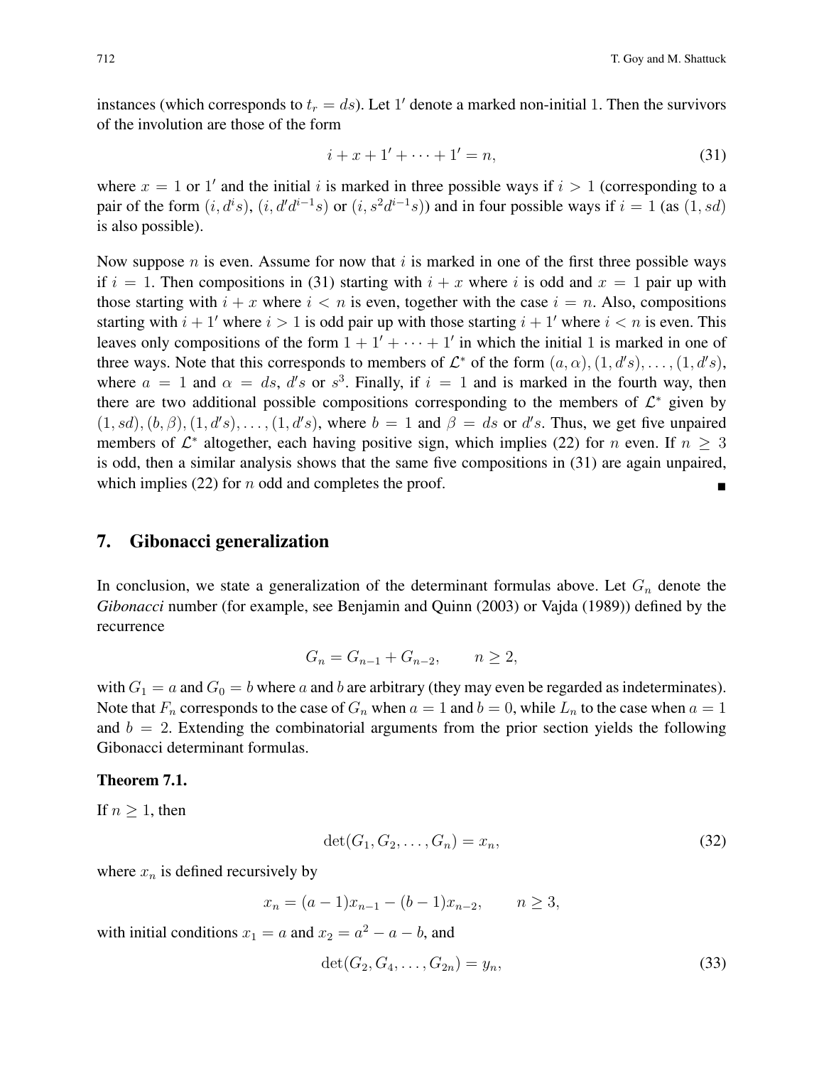instances (which corresponds to $t_r = ds$). Let $1'$ denote a marked non-initial 1. Then the survivors of the involution are those of the form

$$i + x + 1' + \cdots + 1' = n, \tag{31}$$

where $x = 1$ or $1'$ and the initial $i$ is marked in three possible ways if $i > 1$ (corresponding to a pair of the form $(i, d^i s)$, $(i, d'd^{i-1}s)$ or $(i, s^2 d^{i-1}s)$) and in four possible ways if $i = 1$ (as $(1, sd)$ is also possible).

Now suppose $n$ is even. Assume for now that $i$ is marked in one of the first three possible ways if $i = 1$. Then compositions in (31) starting with $i + x$ where $i$ is odd and $x = 1$ pair up with those starting with $i + x$ where $i < n$ is even, together with the case $i = n$. Also, compositions starting with $i + 1'$ where $i > 1$ is odd pair up with those starting $i + 1'$ where $i < n$ is even. This leaves only compositions of the form $1 + 1' + \cdots + 1'$ in which the initial 1 is marked in one of three ways. Note that this corresponds to members of $\mathcal{L}^*$ of the form $(a, \alpha), (1, d's), \ldots, (1, d's)$, where $a = 1$ and $\alpha = ds$, $d's$ or $s^3$. Finally, if $i = 1$ and is marked in the fourth way, then there are two additional possible compositions corresponding to the members of $\mathcal{L}^*$ given by $(1, sd), (b, \beta), (1, d's), \ldots, (1, d's)$, where $b = 1$ and $\beta = ds$ or $d's$. Thus, we get five unpaired members of $\mathcal{L}^*$ altogether, each having positive sign, which implies (22) for $n$ even. If $n \geq 3$ is odd, then a similar analysis shows that the same five compositions in (31) are again unpaired, which implies (22) for $n$ odd and completes the proof. ∎

## 7. Gibonacci generalization

In conclusion, we state a generalization of the determinant formulas above. Let $G_n$ denote the *Gibonacci* number (for example, see Benjamin and Quinn (2003) or Vajda (1989)) defined by the recurrence

$$G_n = G_{n-1} + G_{n-2}, \qquad n \geq 2,$$

with $G_1 = a$ and $G_0 = b$ where $a$ and $b$ are arbitrary (they may even be regarded as indeterminates). Note that $F_n$ corresponds to the case of $G_n$ when $a = 1$ and $b = 0$, while $L_n$ to the case when $a = 1$ and $b = 2$. Extending the combinatorial arguments from the prior section yields the following Gibonacci determinant formulas.

**Theorem 7.1.**

If $n \geq 1$, then

$$\det(G_1, G_2, \ldots, G_n) = x_n, \tag{32}$$

where $x_n$ is defined recursively by

$$x_n = (a - 1)x_{n-1} - (b - 1)x_{n-2}, \qquad n \geq 3,$$

with initial conditions $x_1 = a$ and $x_2 = a^2 - a - b$, and

$$\det(G_2, G_4, \ldots, G_{2n}) = y_n, \tag{33}$$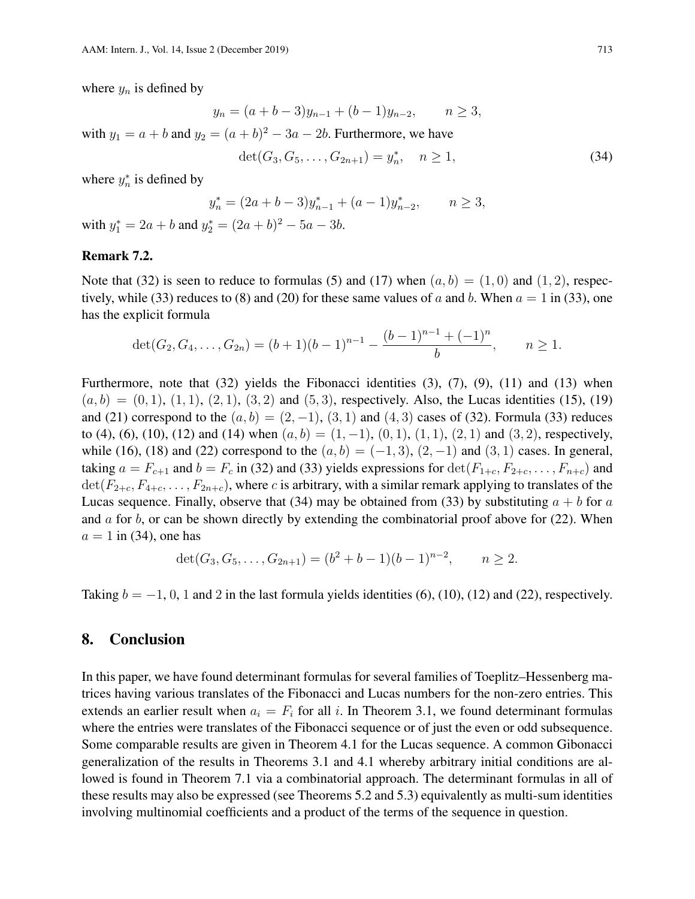where $y_n$ is defined by

$$y_n = (a+b-3)y_{n-1} + (b-1)y_{n-2}, \qquad n \geq 3,$$

with $y_1 = a+b$ and $y_2 = (a+b)^2 - 3a - 2b$. Furthermore, we have

$$\det(G_3, G_5, \ldots, G_{2n+1}) = y_n^*, \quad n \geq 1, \tag{34}$$

where $y_n^*$ is defined by

$$y_n^* = (2a+b-3)y_{n-1}^* + (a-1)y_{n-2}^*, \qquad n \geq 3,$$

with $y_1^* = 2a+b$ and $y_2^* = (2a+b)^2 - 5a - 3b$.

**Remark 7.2.**

Note that (32) is seen to reduce to formulas (5) and (17) when $(a, b) = (1, 0)$ and $(1, 2)$, respectively, while (33) reduces to (8) and (20) for these same values of $a$ and $b$. When $a = 1$ in (33), one has the explicit formula

$$\det(G_2, G_4, \ldots, G_{2n}) = (b+1)(b-1)^{n-1} - \frac{(b-1)^{n-1} + (-1)^n}{b}, \qquad n \geq 1.$$

Furthermore, note that (32) yields the Fibonacci identities (3), (7), (9), (11) and (13) when $(a, b) = (0, 1)$, $(1, 1)$, $(2, 1)$, $(3, 2)$ and $(5, 3)$, respectively. Also, the Lucas identities (15), (19) and (21) correspond to the $(a, b) = (2, -1)$, $(3, 1)$ and $(4, 3)$ cases of (32). Formula (33) reduces to (4), (6), (10), (12) and (14) when $(a, b) = (1, -1)$, $(0, 1)$, $(1, 1)$, $(2, 1)$ and $(3, 2)$, respectively, while (16), (18) and (22) correspond to the $(a, b) = (-1, 3)$, $(2, -1)$ and $(3, 1)$ cases. In general, taking $a = F_{c+1}$ and $b = F_c$ in (32) and (33) yields expressions for $\det(F_{1+c}, F_{2+c}, \ldots, F_{n+c})$ and $\det(F_{2+c}, F_{4+c}, \ldots, F_{2n+c})$, where $c$ is arbitrary, with a similar remark applying to translates of the Lucas sequence. Finally, observe that (34) may be obtained from (33) by substituting $a + b$ for $a$ and $a$ for $b$, or can be shown directly by extending the combinatorial proof above for (22). When $a = 1$ in (34), one has

$$\det(G_3, G_5, \ldots, G_{2n+1}) = (b^2 + b - 1)(b-1)^{n-2}, \qquad n \geq 2.$$

Taking $b = -1$, $0$, $1$ and $2$ in the last formula yields identities (6), (10), (12) and (22), respectively.

## 8. Conclusion

In this paper, we have found determinant formulas for several families of Toeplitz–Hessenberg matrices having various translates of the Fibonacci and Lucas numbers for the non-zero entries. This extends an earlier result when $a_i = F_i$ for all $i$. In Theorem 3.1, we found determinant formulas where the entries were translates of the Fibonacci sequence or of just the even or odd subsequence. Some comparable results are given in Theorem 4.1 for the Lucas sequence. A common Gibonacci generalization of the results in Theorems 3.1 and 4.1 whereby arbitrary initial conditions are allowed is found in Theorem 7.1 via a combinatorial approach. The determinant formulas in all of these results may also be expressed (see Theorems 5.2 and 5.3) equivalently as multi-sum identities involving multinomial coefficients and a product of the terms of the sequence in question.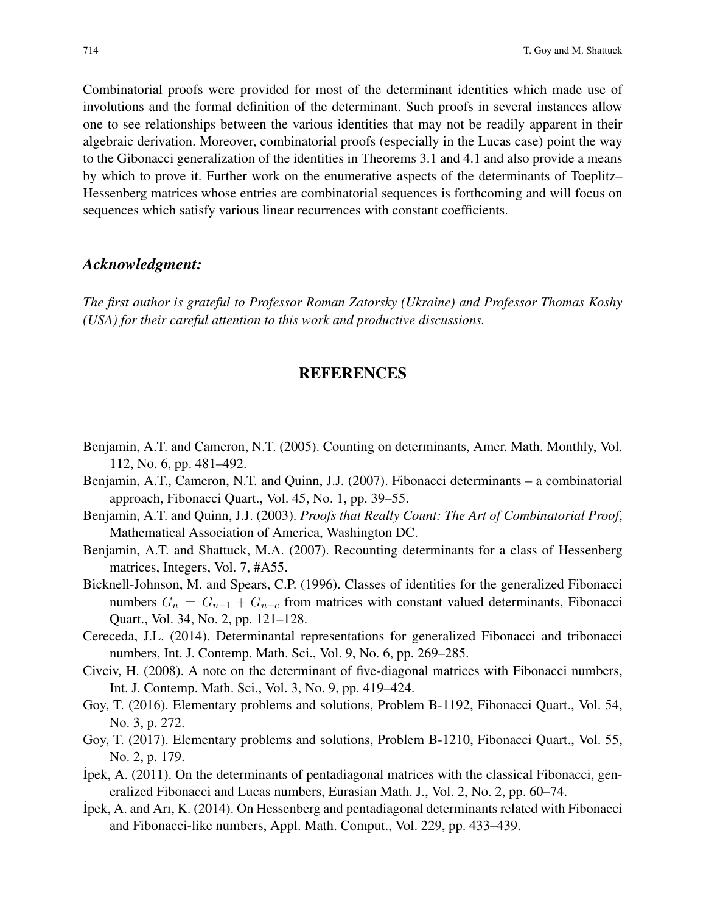Combinatorial proofs were provided for most of the determinant identities which made use of involutions and the formal definition of the determinant. Such proofs in several instances allow one to see relationships between the various identities that may not be readily apparent in their algebraic derivation. Moreover, combinatorial proofs (especially in the Lucas case) point the way to the Gibonacci generalization of the identities in Theorems 3.1 and 4.1 and also provide a means by which to prove it. Further work on the enumerative aspects of the determinants of Toeplitz–Hessenberg matrices whose entries are combinatorial sequences is forthcoming and will focus on sequences which satisfy various linear recurrences with constant coefficients.

### *Acknowledgment:*

*The first author is grateful to Professor Roman Zatorsky (Ukraine) and Professor Thomas Koshy (USA) for their careful attention to this work and productive discussions.*

## REFERENCES

Benjamin, A.T. and Cameron, N.T. (2005). Counting on determinants, Amer. Math. Monthly, Vol. 112, No. 6, pp. 481–492.

Benjamin, A.T., Cameron, N.T. and Quinn, J.J. (2007). Fibonacci determinants – a combinatorial approach, Fibonacci Quart., Vol. 45, No. 1, pp. 39–55.

Benjamin, A.T. and Quinn, J.J. (2003). *Proofs that Really Count: The Art of Combinatorial Proof*, Mathematical Association of America, Washington DC.

Benjamin, A.T. and Shattuck, M.A. (2007). Recounting determinants for a class of Hessenberg matrices, Integers, Vol. 7, #A55.

Bicknell-Johnson, M. and Spears, C.P. (1996). Classes of identities for the generalized Fibonacci numbers $G_n = G_{n-1} + G_{n-c}$ from matrices with constant valued determinants, Fibonacci Quart., Vol. 34, No. 2, pp. 121–128.

Cereceda, J.L. (2014). Determinantal representations for generalized Fibonacci and tribonacci numbers, Int. J. Contemp. Math. Sci., Vol. 9, No. 6, pp. 269–285.

Civciv, H. (2008). A note on the determinant of five-diagonal matrices with Fibonacci numbers, Int. J. Contemp. Math. Sci., Vol. 3, No. 9, pp. 419–424.

Goy, T. (2016). Elementary problems and solutions, Problem B-1192, Fibonacci Quart., Vol. 54, No. 3, p. 272.

Goy, T. (2017). Elementary problems and solutions, Problem B-1210, Fibonacci Quart., Vol. 55, No. 2, p. 179.

İpek, A. (2011). On the determinants of pentadiagonal matrices with the classical Fibonacci, generalized Fibonacci and Lucas numbers, Eurasian Math. J., Vol. 2, No. 2, pp. 60–74.

İpek, A. and Arı, K. (2014). On Hessenberg and pentadiagonal determinants related with Fibonacci and Fibonacci-like numbers, Appl. Math. Comput., Vol. 229, pp. 433–439.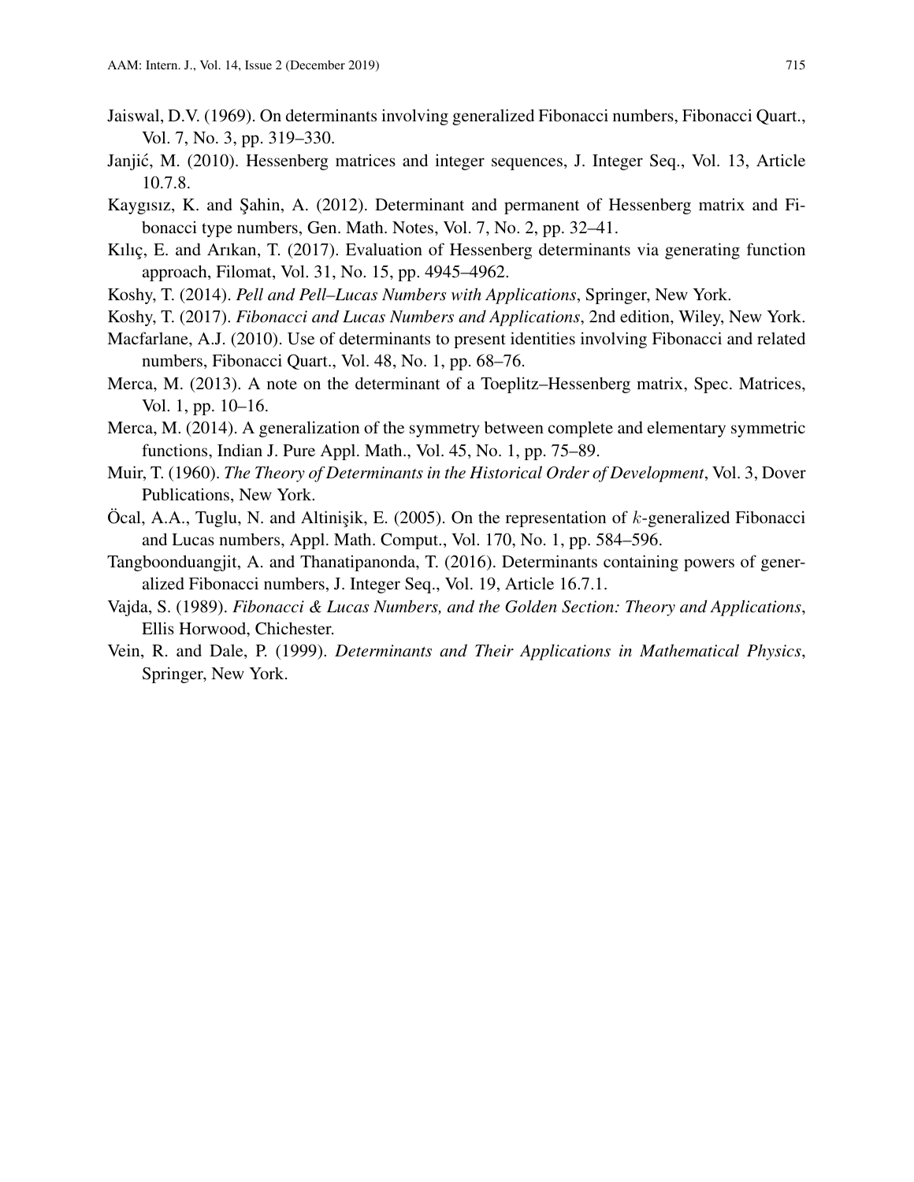Jaiswal, D.V. (1969). On determinants involving generalized Fibonacci numbers, Fibonacci Quart., Vol. 7, No. 3, pp. 319–330.

Janjić, M. (2010). Hessenberg matrices and integer sequences, J. Integer Seq., Vol. 13, Article 10.7.8.

Kaygısız, K. and Şahin, A. (2012). Determinant and permanent of Hessenberg matrix and Fibonacci type numbers, Gen. Math. Notes, Vol. 7, No. 2, pp. 32–41.

Kılıç, E. and Arıkan, T. (2017). Evaluation of Hessenberg determinants via generating function approach, Filomat, Vol. 31, No. 15, pp. 4945–4962.

Koshy, T. (2014). *Pell and Pell–Lucas Numbers with Applications*, Springer, New York.

Koshy, T. (2017). *Fibonacci and Lucas Numbers and Applications*, 2nd edition, Wiley, New York.

Macfarlane, A.J. (2010). Use of determinants to present identities involving Fibonacci and related numbers, Fibonacci Quart., Vol. 48, No. 1, pp. 68–76.

Merca, M. (2013). A note on the determinant of a Toeplitz–Hessenberg matrix, Spec. Matrices, Vol. 1, pp. 10–16.

Merca, M. (2014). A generalization of the symmetry between complete and elementary symmetric functions, Indian J. Pure Appl. Math., Vol. 45, No. 1, pp. 75–89.

Muir, T. (1960). *The Theory of Determinants in the Historical Order of Development*, Vol. 3, Dover Publications, New York.

Öcal, A.A., Tuglu, N. and Altinişik, E. (2005). On the representation of $k$-generalized Fibonacci and Lucas numbers, Appl. Math. Comput., Vol. 170, No. 1, pp. 584–596.

Tangboonduangjit, A. and Thanatipanonda, T. (2016). Determinants containing powers of generalized Fibonacci numbers, J. Integer Seq., Vol. 19, Article 16.7.1.

Vajda, S. (1989). *Fibonacci & Lucas Numbers, and the Golden Section: Theory and Applications*, Ellis Horwood, Chichester.

Vein, R. and Dale, P. (1999). *Determinants and Their Applications in Mathematical Physics*, Springer, New York.